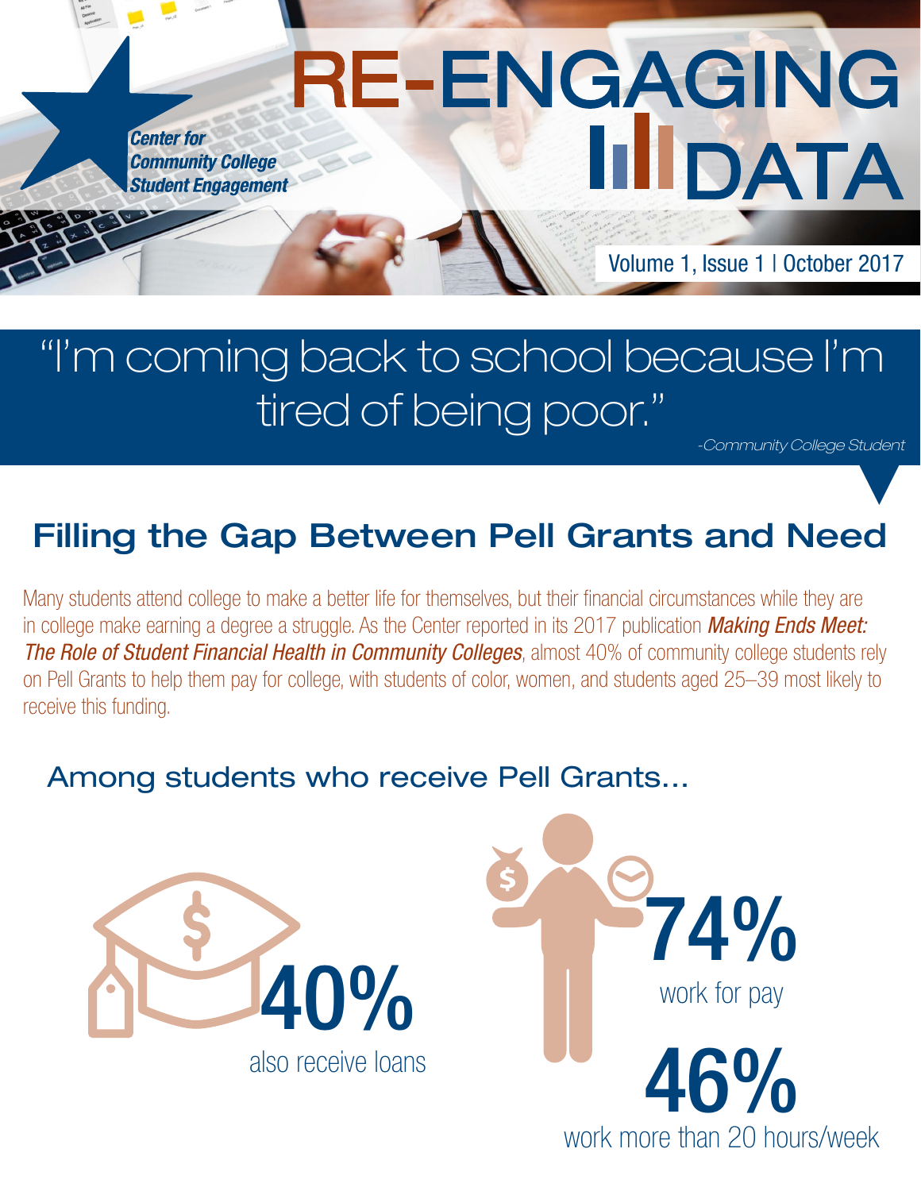Center for Community College Student Engagement

# RE-ENGAGING DATA

Volume 1, Issue 1 | October 2017

> "I'm coming back to school because I'm tired of being poor."
>
> *-Community College Student*

## Filling the Gap Between Pell Grants and Need

Many students attend college to make a better life for themselves, but their financial circumstances while they are in college make earning a degree a struggle. As the Center reported in its 2017 publication ***Making Ends Meet: The Role of Student Financial Health in Community Colleges***, almost 40% of community college students rely on Pell Grants to help them pay for college, with students of color, women, and students aged 25–39 most likely to receive this funding.

### Among students who receive Pell Grants...

**40%** also receive loans

**74%** work for pay

**46%** work more than 20 hours/week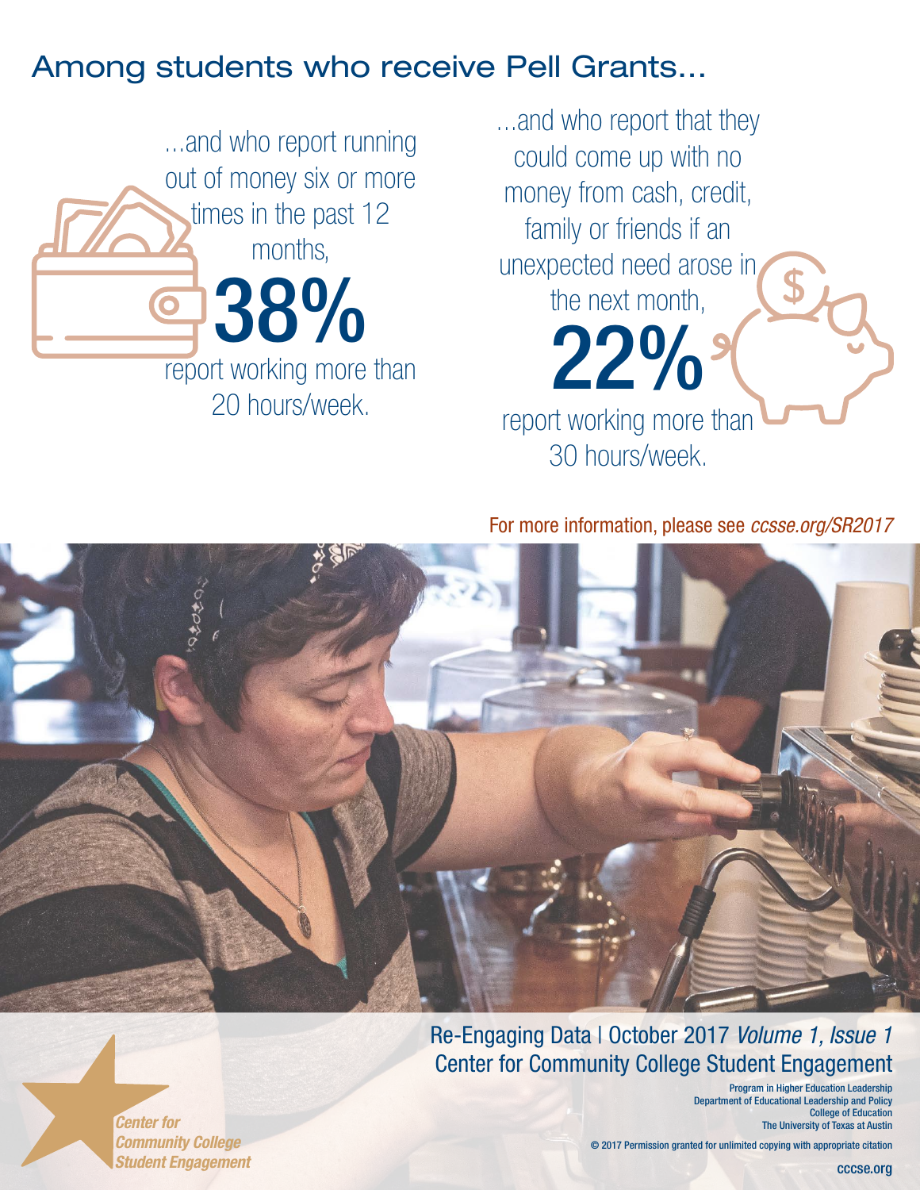## Among students who receive Pell Grants...

...and who report running out of money six or more times in the past 12 months,

**38%**

report working more than 20 hours/week.

...and who report that they could come up with no money from cash, credit, family or friends if an unexpected need arose in the next month,

**22%**

report working more than 30 hours/week.

For more information, please see *ccsse.org/SR2017*

Re-Engaging Data | October 2017 *Volume 1, Issue 1*
Center for Community College Student Engagement

Program in Higher Education Leadership
Department of Educational Leadership and Policy
College of Education
The University of Texas at Austin

© 2017 Permission granted for unlimited copying with appropriate citation

*Center for Community College Student Engagement*

cccse.org